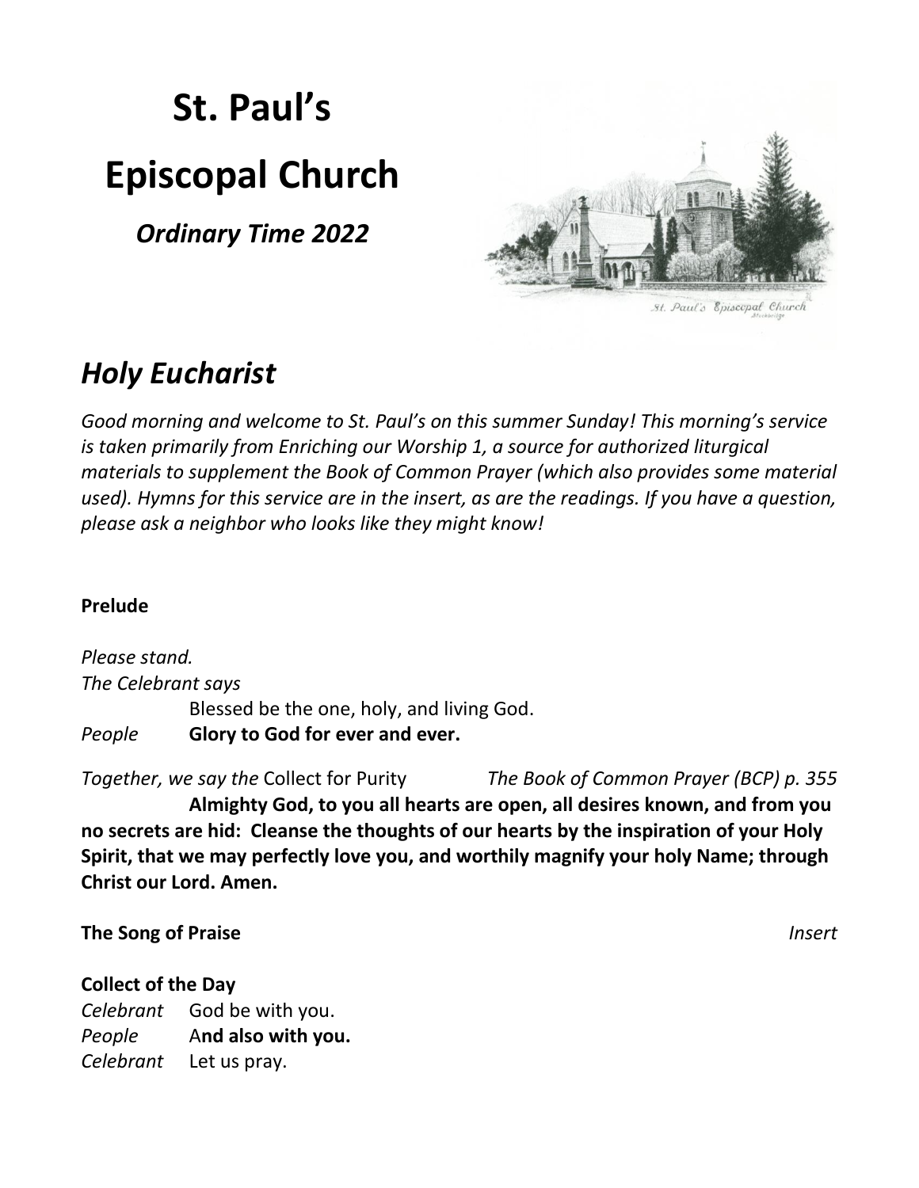# St. Paul's

# Episcopal Church

***Ordinary Time 2022***

## *Holy Eucharist*

*Good morning and welcome to St. Paul's on this summer Sunday! This morning's service is taken primarily from Enriching our Worship 1, a source for authorized liturgical materials to supplement the Book of Common Prayer (which also provides some material used). Hymns for this service are in the insert, as are the readings. If you have a question, please ask a neighbor who looks like they might know!*

**Prelude**

*Please stand.*
*The Celebrant says*
Blessed be the one, holy, and living God.
*People* **Glory to God for ever and ever.**

*Together, we say the* Collect for Purity *The Book of Common Prayer (BCP) p. 355*

**Almighty God, to you all hearts are open, all desires known, and from you no secrets are hid: Cleanse the thoughts of our hearts by the inspiration of your Holy Spirit, that we may perfectly love you, and worthily magnify your holy Name; through Christ our Lord. Amen.**

**The Song of Praise** *Insert*

**Collect of the Day**
*Celebrant* God be with you.
*People* A**nd also with you.**
*Celebrant* Let us pray.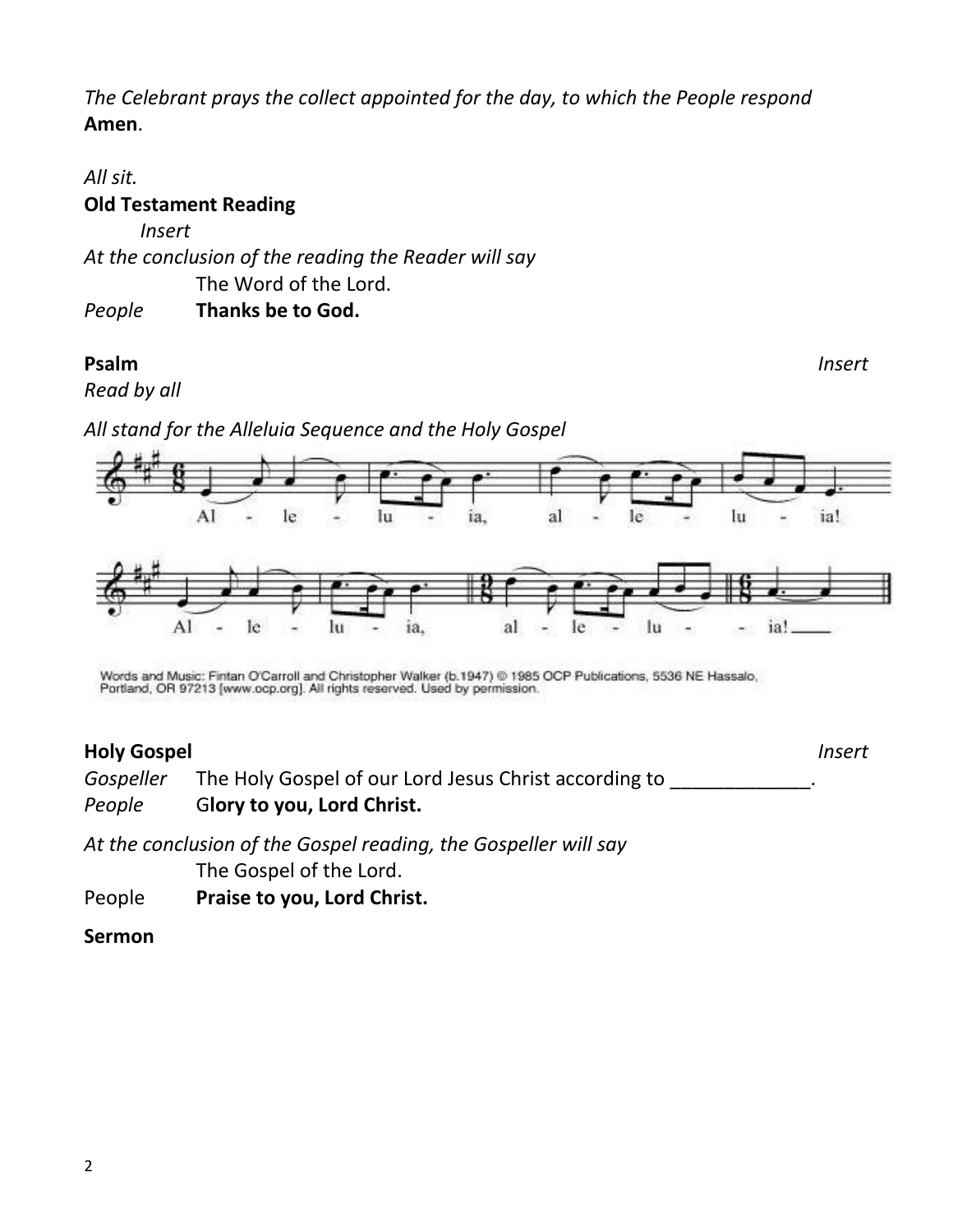*The Celebrant prays the collect appointed for the day, to which the People respond* **Amen**.

*All sit.*

**Old Testament Reading**

*Insert*

*At the conclusion of the reading the Reader will say*

The Word of the Lord.

*People* **Thanks be to God.**

**Psalm** *Insert*

*Read by all*

*All stand for the Alleluia Sequence and the Holy Gospel*

Al - le - lu - ia, al - le - lu - ia!

Al - le - lu - ia, al - le - lu - ia!

Words and Music: Fintan O'Carroll and Christopher Walker (b.1947) © 1985 OCP Publications, 5536 NE Hassalo, Portland, OR 97213 [www.ocp.org]. All rights reserved. Used by permission.

**Holy Gospel** *Insert*

*Gospeller* The Holy Gospel of our Lord Jesus Christ according to _____________.

*People* G**lory to you, Lord Christ.**

*At the conclusion of the Gospel reading, the Gospeller will say*

The Gospel of the Lord.

People **Praise to you, Lord Christ.**

**Sermon**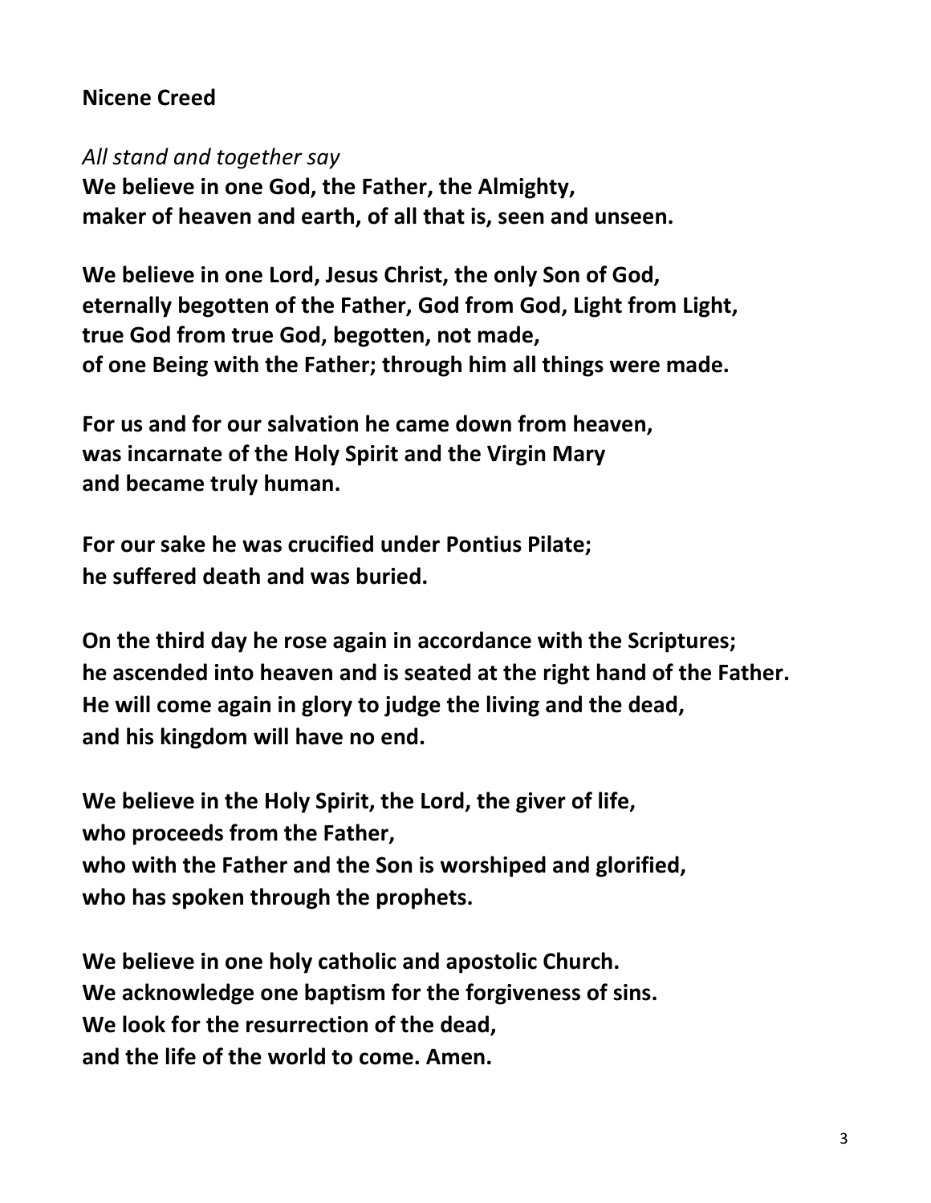**Nicene Creed**

*All stand and together say*

**We believe in one God, the Father, the Almighty,
maker of heaven and earth, of all that is, seen and unseen.**

**We believe in one Lord, Jesus Christ, the only Son of God,
eternally begotten of the Father, God from God, Light from Light,
true God from true God, begotten, not made,
of one Being with the Father; through him all things were made.**

**For us and for our salvation he came down from heaven,
was incarnate of the Holy Spirit and the Virgin Mary
and became truly human.**

**For our sake he was crucified under Pontius Pilate;
he suffered death and was buried.**

**On the third day he rose again in accordance with the Scriptures;
he ascended into heaven and is seated at the right hand of the Father.
He will come again in glory to judge the living and the dead,
and his kingdom will have no end.**

**We believe in the Holy Spirit, the Lord, the giver of life,
who proceeds from the Father,
who with the Father and the Son is worshiped and glorified,
who has spoken through the prophets.**

**We believe in one holy catholic and apostolic Church.
We acknowledge one baptism for the forgiveness of sins.
We look for the resurrection of the dead,
and the life of the world to come. Amen.**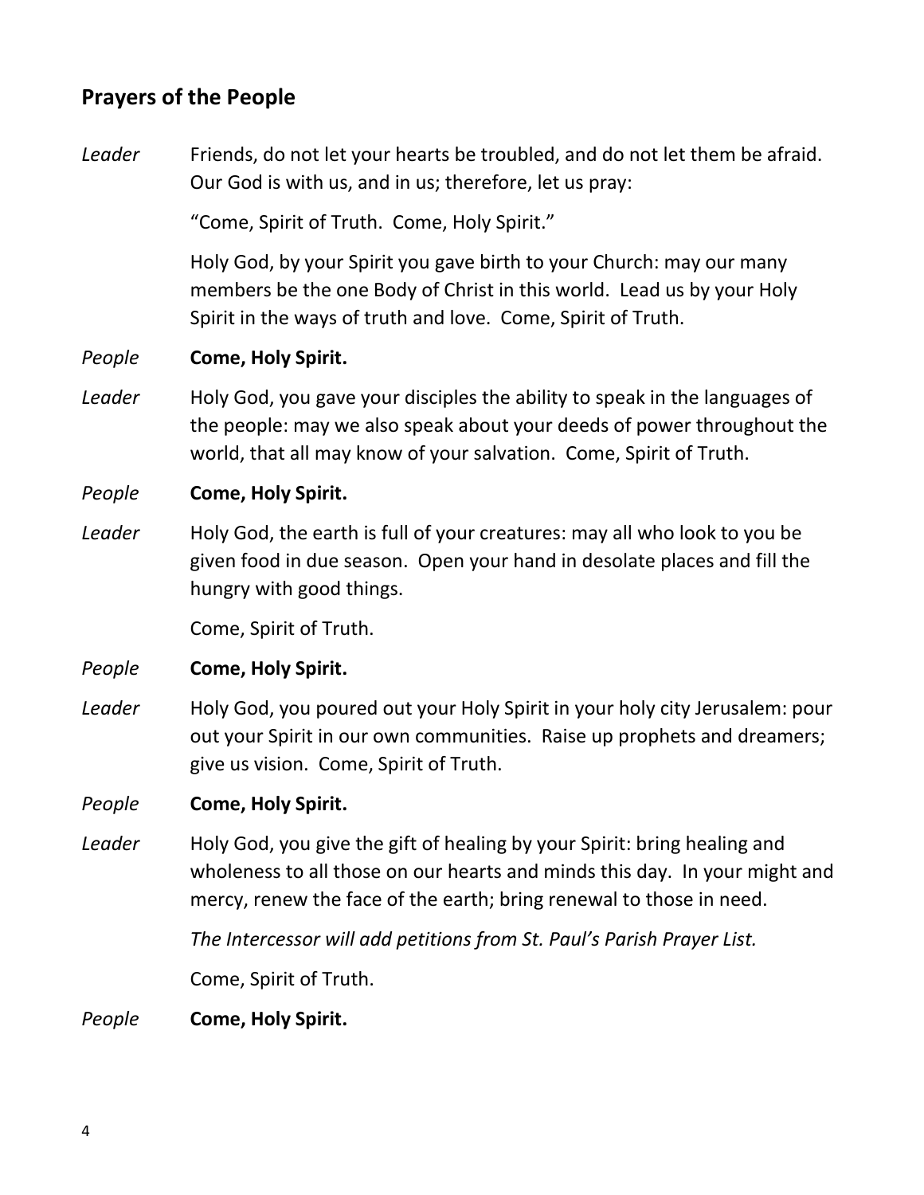## Prayers of the People

*Leader* Friends, do not let your hearts be troubled, and do not let them be afraid. Our God is with us, and in us; therefore, let us pray:

"Come, Spirit of Truth. Come, Holy Spirit."

Holy God, by your Spirit you gave birth to your Church: may our many members be the one Body of Christ in this world. Lead us by your Holy Spirit in the ways of truth and love. Come, Spirit of Truth.

*People* **Come, Holy Spirit.**

*Leader* Holy God, you gave your disciples the ability to speak in the languages of the people: may we also speak about your deeds of power throughout the world, that all may know of your salvation. Come, Spirit of Truth.

*People* **Come, Holy Spirit.**

*Leader* Holy God, the earth is full of your creatures: may all who look to you be given food in due season. Open your hand in desolate places and fill the hungry with good things.

Come, Spirit of Truth.

*People* **Come, Holy Spirit.**

*Leader* Holy God, you poured out your Holy Spirit in your holy city Jerusalem: pour out your Spirit in our own communities. Raise up prophets and dreamers; give us vision. Come, Spirit of Truth.

*People* **Come, Holy Spirit.**

*Leader* Holy God, you give the gift of healing by your Spirit: bring healing and wholeness to all those on our hearts and minds this day. In your might and mercy, renew the face of the earth; bring renewal to those in need.

*The Intercessor will add petitions from St. Paul's Parish Prayer List.*

Come, Spirit of Truth.

*People* **Come, Holy Spirit.**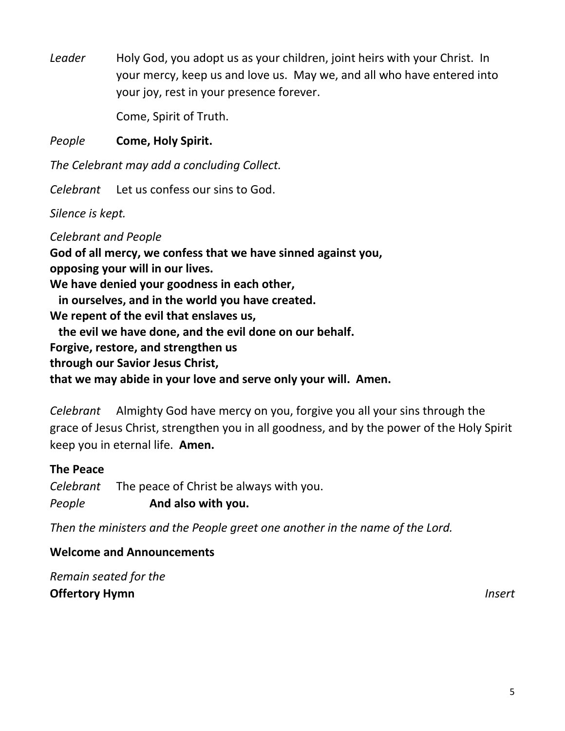*Leader* Holy God, you adopt us as your children, joint heirs with your Christ. In your mercy, keep us and love us. May we, and all who have entered into your joy, rest in your presence forever.

Come, Spirit of Truth.

*People* **Come, Holy Spirit.**

*The Celebrant may add a concluding Collect.*

*Celebrant* Let us confess our sins to God.

*Silence is kept.*

*Celebrant and People*

**God of all mercy, we confess that we have sinned against you,**
**opposing your will in our lives.**
**We have denied your goodness in each other,**
**in ourselves, and in the world you have created.**
**We repent of the evil that enslaves us,**
**the evil we have done, and the evil done on our behalf.**
**Forgive, restore, and strengthen us**
**through our Savior Jesus Christ,**
**that we may abide in your love and serve only your will. Amen.**

*Celebrant* Almighty God have mercy on you, forgive you all your sins through the grace of Jesus Christ, strengthen you in all goodness, and by the power of the Holy Spirit keep you in eternal life. **Amen.**

**The Peace**

*Celebrant* The peace of Christ be always with you.
*People* **And also with you.**

*Then the ministers and the People greet one another in the name of the Lord.*

**Welcome and Announcements**

*Remain seated for the*
**Offertory Hymn** *Insert*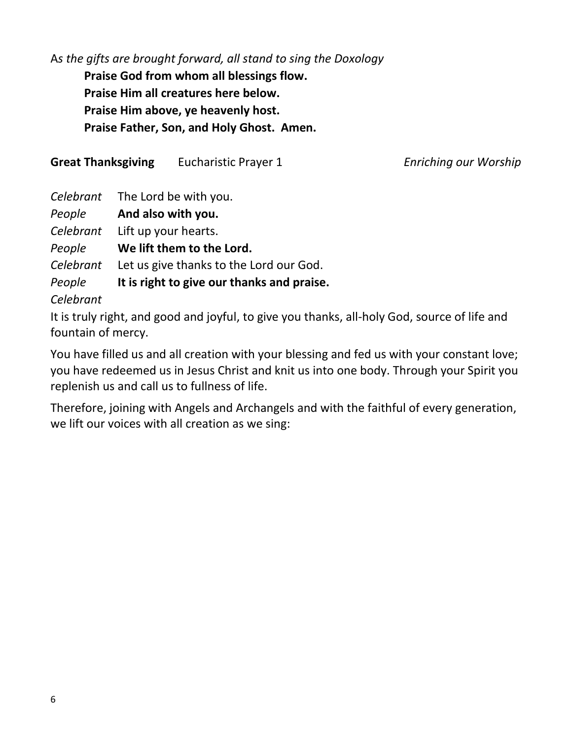A*s the gifts are brought forward, all stand to sing the Doxology*

**Praise God from whom all blessings flow.**
**Praise Him all creatures here below.**
**Praise Him above, ye heavenly host.**
**Praise Father, Son, and Holy Ghost. Amen.**

**Great Thanksgiving** Eucharistic Prayer 1 *Enriching our Worship*

*Celebrant* The Lord be with you.
*People* **And also with you.**
*Celebrant* Lift up your hearts.
*People* **We lift them to the Lord.**
*Celebrant* Let us give thanks to the Lord our God.
*People* **It is right to give our thanks and praise.**
*Celebrant*

It is truly right, and good and joyful, to give you thanks, all-holy God, source of life and fountain of mercy.

You have filled us and all creation with your blessing and fed us with your constant love; you have redeemed us in Jesus Christ and knit us into one body. Through your Spirit you replenish us and call us to fullness of life.

Therefore, joining with Angels and Archangels and with the faithful of every generation, we lift our voices with all creation as we sing: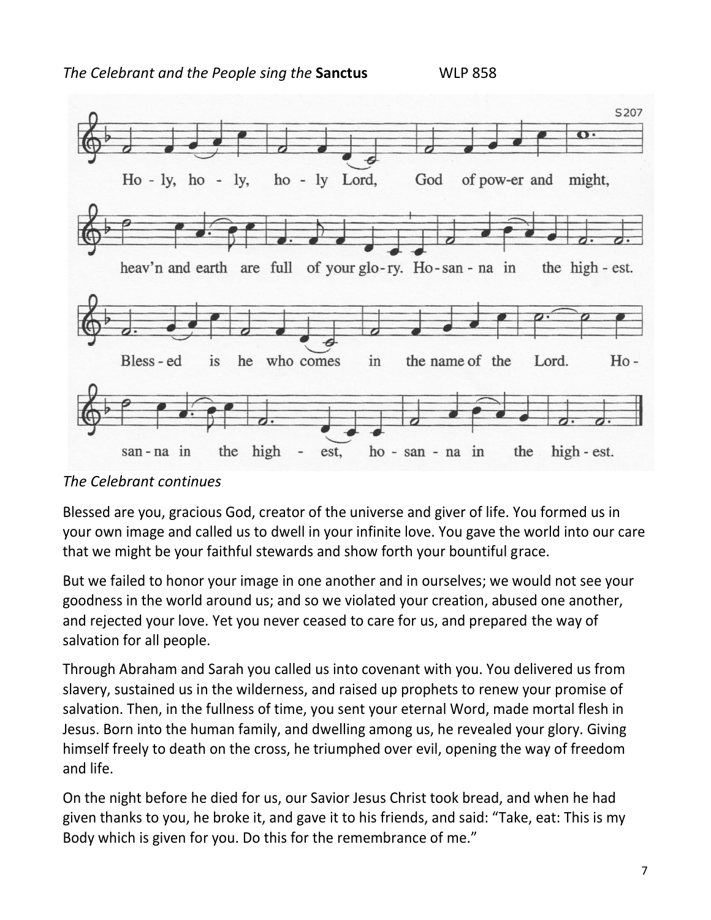*The Celebrant and the People sing the* **Sanctus** WLP 858

S207

Ho - ly, ho - ly, ho - ly Lord, God of pow-er and might,

heav'n and earth are full of your glo-ry. Ho-san - na in the high - est.

Bless - ed is he who comes in the name of the Lord. Ho -

san - na in the high - est, ho - san - na in the high - est.

*The Celebrant continues*

Blessed are you, gracious God, creator of the universe and giver of life. You formed us in your own image and called us to dwell in your infinite love. You gave the world into our care that we might be your faithful stewards and show forth your bountiful grace.

But we failed to honor your image in one another and in ourselves; we would not see your goodness in the world around us; and so we violated your creation, abused one another, and rejected your love. Yet you never ceased to care for us, and prepared the way of salvation for all people.

Through Abraham and Sarah you called us into covenant with you. You delivered us from slavery, sustained us in the wilderness, and raised up prophets to renew your promise of salvation. Then, in the fullness of time, you sent your eternal Word, made mortal flesh in Jesus. Born into the human family, and dwelling among us, he revealed your glory. Giving himself freely to death on the cross, he triumphed over evil, opening the way of freedom and life.

On the night before he died for us, our Savior Jesus Christ took bread, and when he had given thanks to you, he broke it, and gave it to his friends, and said: "Take, eat: This is my Body which is given for you. Do this for the remembrance of me."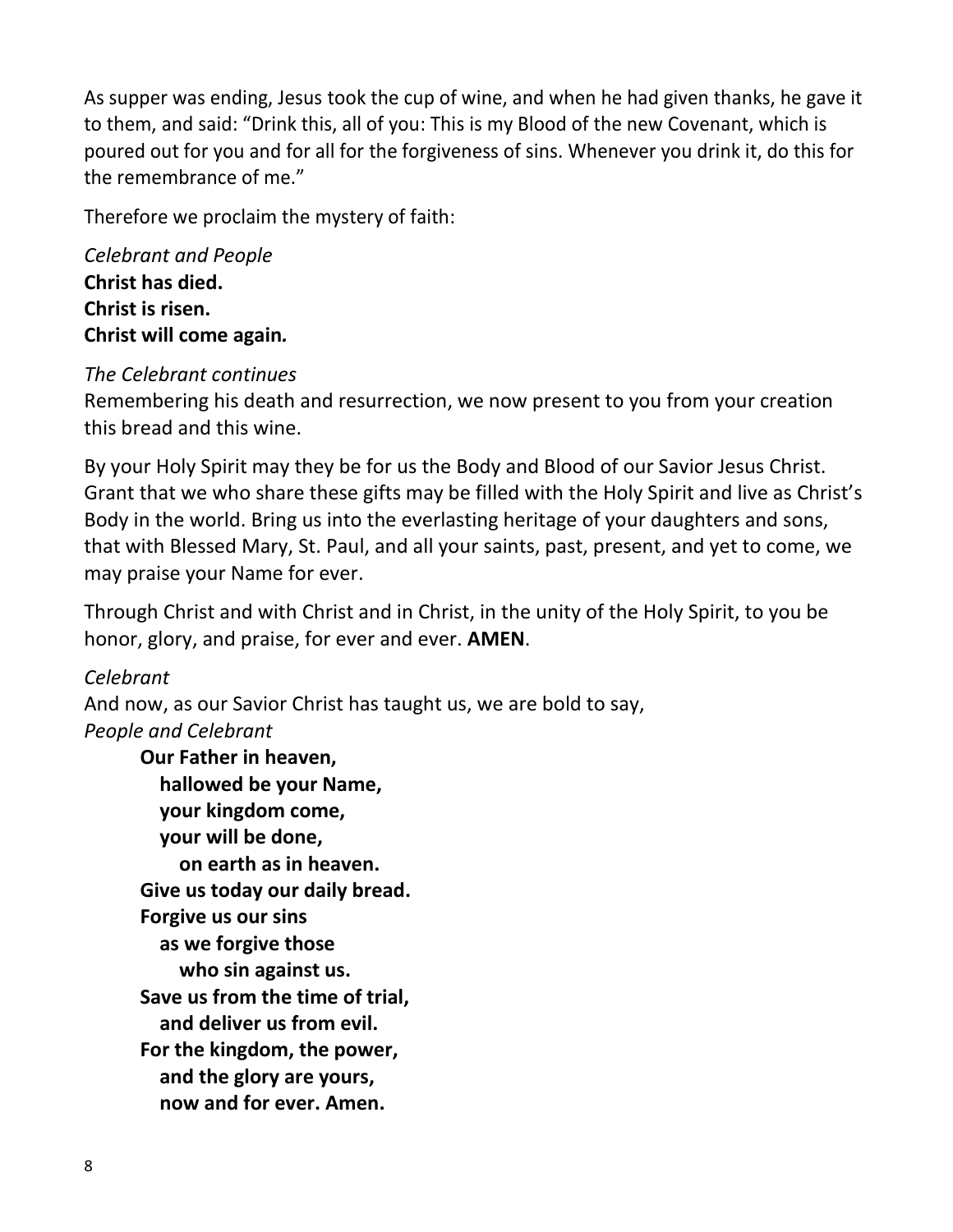As supper was ending, Jesus took the cup of wine, and when he had given thanks, he gave it to them, and said: "Drink this, all of you: This is my Blood of the new Covenant, which is poured out for you and for all for the forgiveness of sins. Whenever you drink it, do this for the remembrance of me."

Therefore we proclaim the mystery of faith:

*Celebrant and People*
**Christ has died.**
**Christ is risen.**
**Christ will come again.**

*The Celebrant continues*
Remembering his death and resurrection, we now present to you from your creation this bread and this wine.

By your Holy Spirit may they be for us the Body and Blood of our Savior Jesus Christ. Grant that we who share these gifts may be filled with the Holy Spirit and live as Christ's Body in the world. Bring us into the everlasting heritage of your daughters and sons, that with Blessed Mary, St. Paul, and all your saints, past, present, and yet to come, we may praise your Name for ever.

Through Christ and with Christ and in Christ, in the unity of the Holy Spirit, to you be honor, glory, and praise, for ever and ever. **AMEN**.

*Celebrant*
And now, as our Savior Christ has taught us, we are bold to say,
*People and Celebrant*

**Our Father in heaven,**
**hallowed be your Name,**
**your kingdom come,**
**your will be done,**
**on earth as in heaven.**
**Give us today our daily bread.**
**Forgive us our sins**
**as we forgive those**
**who sin against us.**
**Save us from the time of trial,**
**and deliver us from evil.**
**For the kingdom, the power,**
**and the glory are yours,**
**now and for ever. Amen.**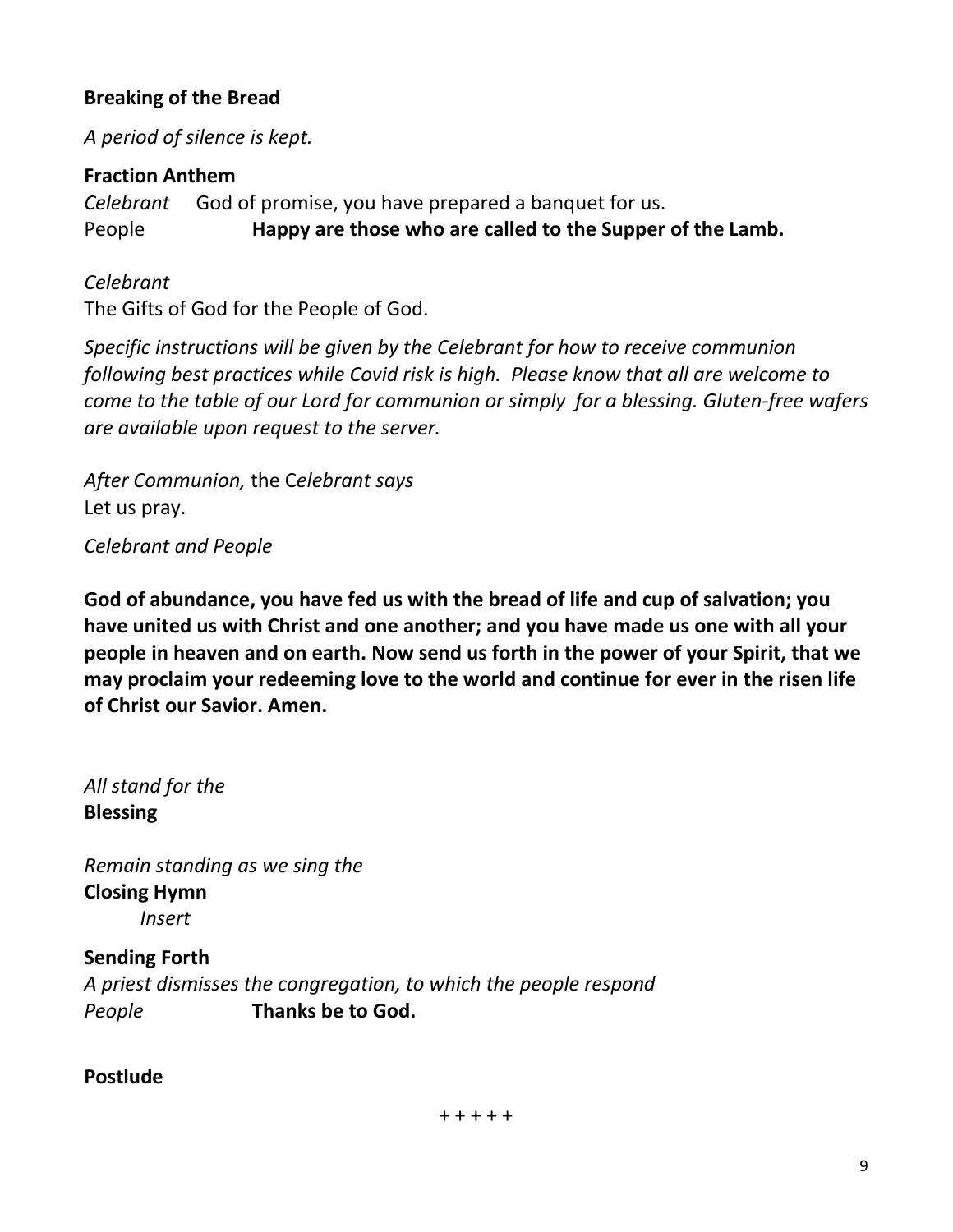**Breaking of the Bread**

*A period of silence is kept.*

**Fraction Anthem**

*Celebrant* God of promise, you have prepared a banquet for us.
People **Happy are those who are called to the Supper of the Lamb.**

*Celebrant*
The Gifts of God for the People of God.

*Specific instructions will be given by the Celebrant for how to receive communion following best practices while Covid risk is high. Please know that all are welcome to come to the table of our Lord for communion or simply for a blessing. Gluten-free wafers are available upon request to the server.*

*After Communion,* the C*elebrant says*
Let us pray.

*Celebrant and People*

**God of abundance, you have fed us with the bread of life and cup of salvation; you have united us with Christ and one another; and you have made us one with all your people in heaven and on earth. Now send us forth in the power of your Spirit, that we may proclaim your redeeming love to the world and continue for ever in the risen life of Christ our Savior. Amen.**

*All stand for the*
**Blessing**

*Remain standing as we sing the*
**Closing Hymn**
*Insert*

**Sending Forth**
*A priest dismisses the congregation, to which the people respond*
*People* **Thanks be to God.**

**Postlude**

+ + + + +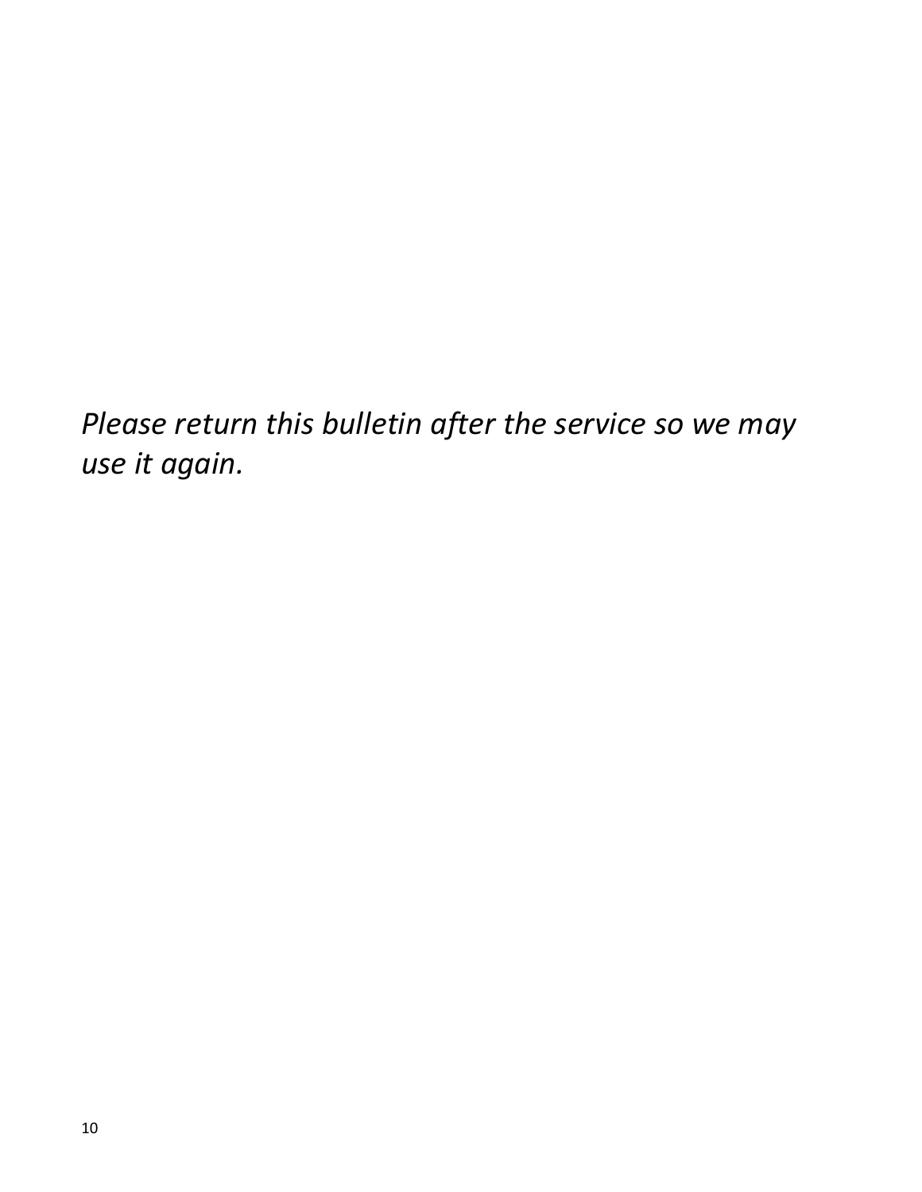*Please return this bulletin after the service so we may use it again.*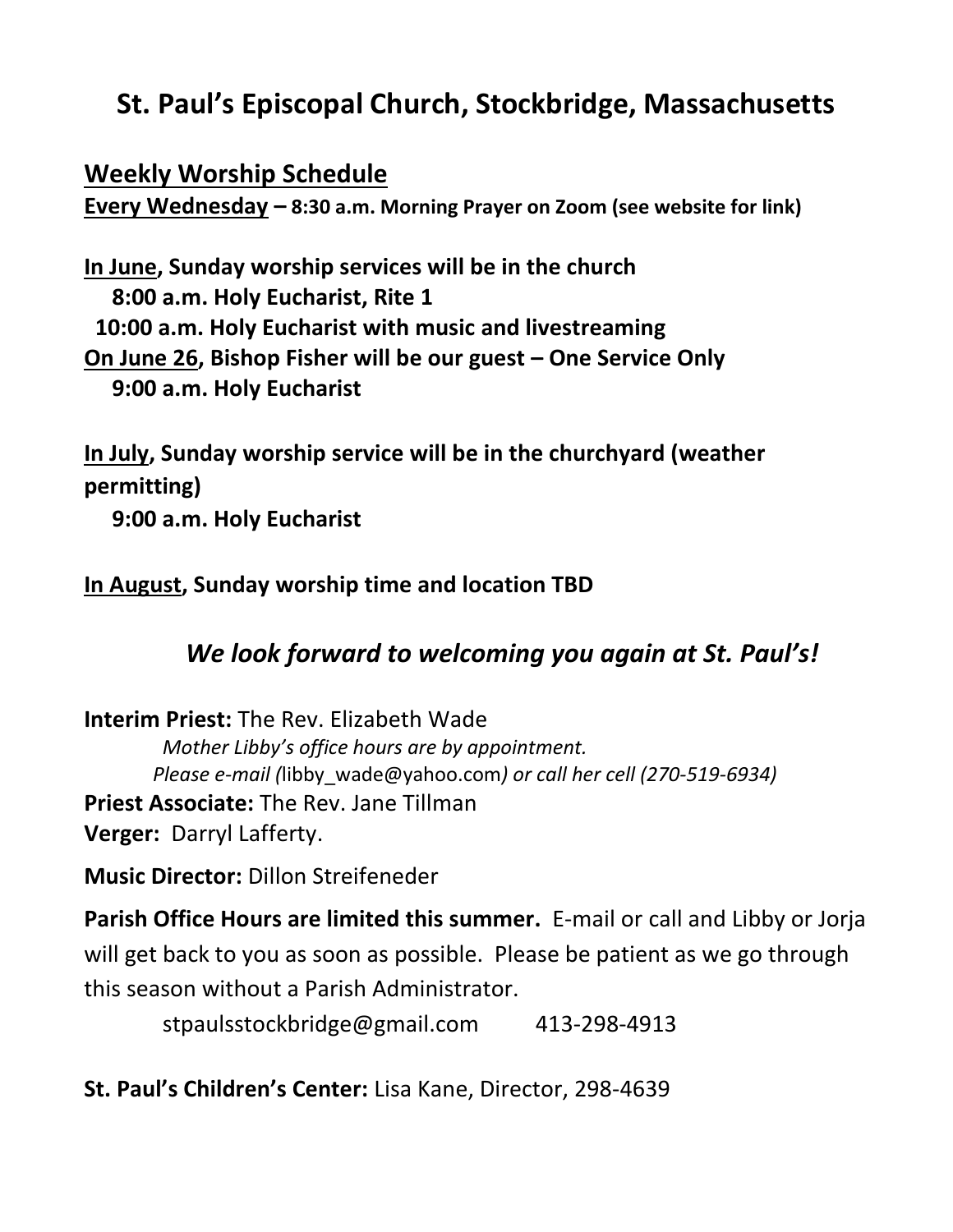# St. Paul's Episcopal Church, Stockbridge, Massachusetts

## Weekly Worship Schedule

**<u>Every Wednesday</u> – 8:30 a.m. Morning Prayer on Zoom (see website for link)**

**<u>In June</u>, Sunday worship services will be in the church**
**8:00 a.m. Holy Eucharist, Rite 1**
**10:00 a.m. Holy Eucharist with music and livestreaming**
**<u>On June 26</u>, Bishop Fisher will be our guest – One Service Only**
**9:00 a.m. Holy Eucharist**

**<u>In July</u>, Sunday worship service will be in the churchyard (weather permitting)**
**9:00 a.m. Holy Eucharist**

**<u>In August</u>, Sunday worship time and location TBD**

### *We look forward to welcoming you again at St. Paul's!*

**Interim Priest:** The Rev. Elizabeth Wade
*Mother Libby's office hours are by appointment.*
*Please e-mail (*libby_wade@yahoo.com*) or call her cell (270-519-6934)*
**Priest Associate:** The Rev. Jane Tillman
**Verger:** Darryl Lafferty.

**Music Director:** Dillon Streifeneder

**Parish Office Hours are limited this summer.** E-mail or call and Libby or Jorja will get back to you as soon as possible. Please be patient as we go through this season without a Parish Administrator.

stpaulsstockbridge@gmail.com 413-298-4913

**St. Paul's Children's Center:** Lisa Kane, Director, 298-4639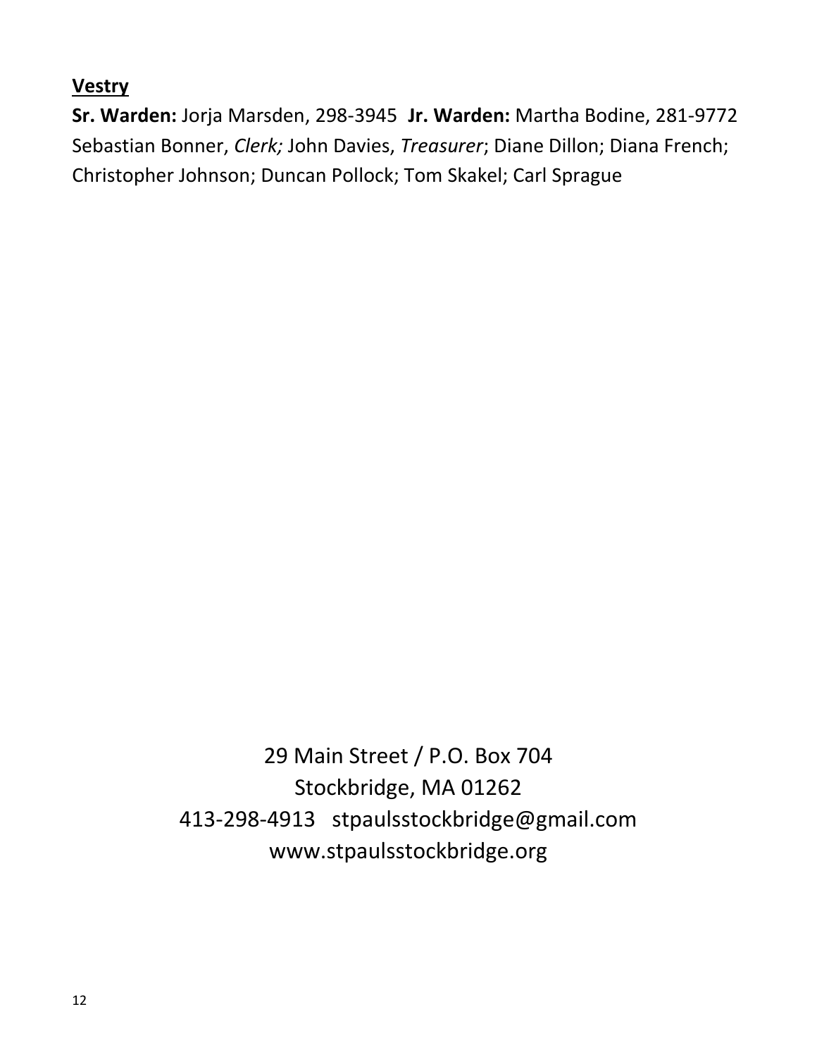**Vestry**

**Sr. Warden:** Jorja Marsden, 298-3945 **Jr. Warden:** Martha Bodine, 281-9772
Sebastian Bonner, *Clerk;* John Davies, *Treasurer*; Diane Dillon; Diana French; Christopher Johnson; Duncan Pollock; Tom Skakel; Carl Sprague

29 Main Street / P.O. Box 704
Stockbridge, MA 01262
413-298-4913 stpaulsstockbridge@gmail.com
www.stpaulsstockbridge.org